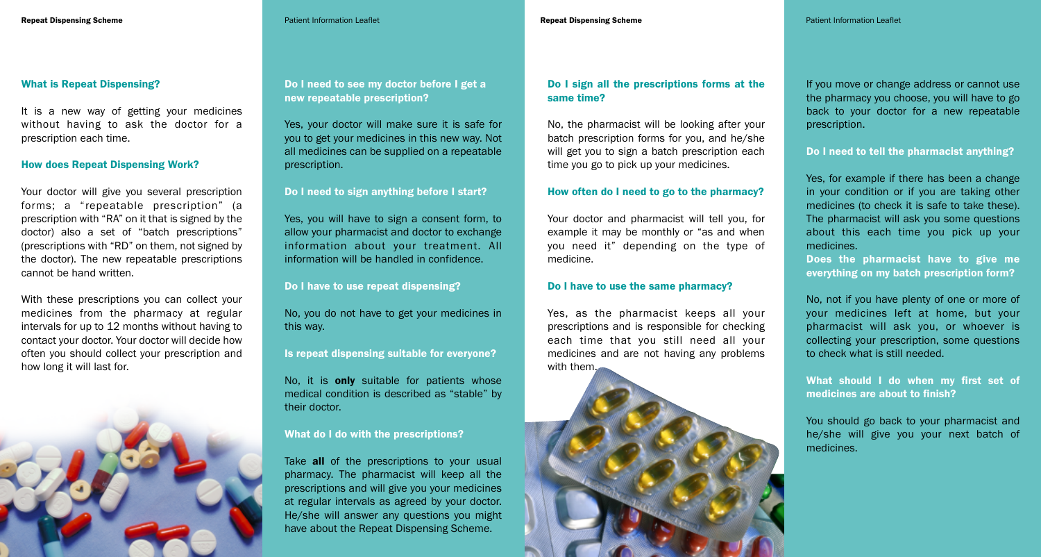### What is Repeat Dispensing?

It is a new way of getting your medicines without having to ask the doctor for a prescription each time.

### How does Repeat Dispensing Work?

Your doctor will give you several prescription forms; a "repeatable prescription" (a prescription with "RA" on it that is signed by the doctor) also a set of "batch prescriptions" (prescriptions with "RD" on them, not signed by the doctor). The new repeatable prescriptions cannot be hand written.

With these prescriptions you can collect your medicines from the pharmacy at regular intervals for up to 12 months without having to contact your doctor. Your doctor will decide how often you should collect your prescription and how long it will last for.

### Do I need to see my doctor before I get a new repeatable prescription?

Yes, your doctor will make sure it is safe for you to get your medicines in this new way. Not all medicines can be supplied on a repeatable prescription.

### Do I need to sign anything before I start?

Yes, you will have to sign a consent form, to allow your pharmacist and doctor to exchange information about your treatment. All information will be handled in confidence.

### Do I have to use repeat dispensing?

No, you do not have to get your medicines in this way.

### Is repeat dispensing suitable for everyone?

No, it is **only** suitable for patients whose medical condition is described as "stable" by their doctor.

### What do I do with the prescriptions?

Take **all** of the prescriptions to your usual pharmacy. The pharmacist will keep all the prescriptions and will give you your medicines at regular intervals as agreed by your doctor. He/she will answer any questions you might have about the Repeat Dispensing Scheme.

### Do I sign all the prescriptions forms at the same time?

No, the pharmacist will be looking after your batch prescription forms for you, and he/she will get you to sign a batch prescription each time you go to pick up your medicines.

### How often do I need to go to the pharmacy?

Your doctor and pharmacist will tell you, for example it may be monthly or "as and when you need it" depending on the type of medicine.

### Do I have to use the same pharmacy?

Yes, as the pharmacist keeps all your prescriptions and is responsible for checking each time that you still need all your medicines and are not having any problems with them.

If you move or change address or cannot use the pharmacy you choose, you will have to go back to your doctor for a new repeatable prescription.

### Do I need to tell the pharmacist anything?

Yes, for example if there has been a change in your condition or if you are taking other medicines (to check it is safe to take these). The pharmacist will ask you some questions about this each time you pick up your medicines.

### Does the pharmacist have to give me everything on my batch prescription form?

No, not if you have plenty of one or more of your medicines left at home, but your pharmacist will ask you, or whoever is collecting your prescription, some questions to check what is still needed.

### What should I do when my first set of medicines are about to finish?

You should go back to your pharmacist and he/she will give you your next batch of medicines.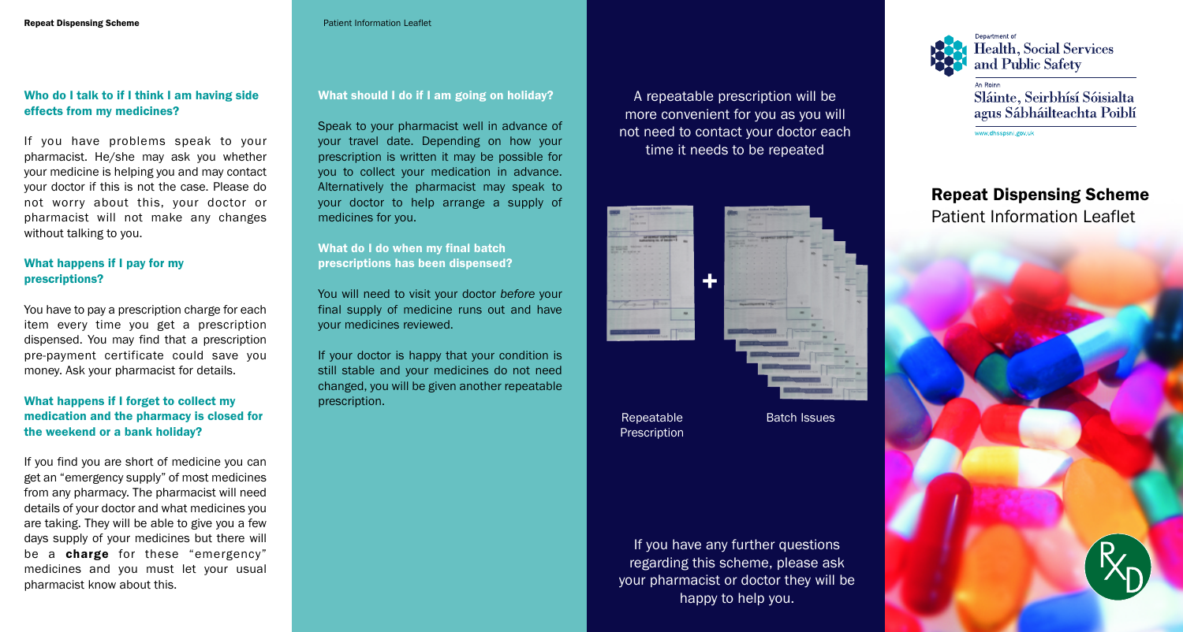### Who do I talk to if I think I am having side effects from my medicines?

If you have problems speak to your pharmacist. He/she may ask you whether your medicine is helping you and may contact your doctor if this is not the case. Please do not worry about this, your doctor or pharmacist will not make any changes without talking to you.

### What happens if I pay for my prescriptions?

You have to pay a prescription charge for each item every time you get a prescription dispensed. You may find that a prescription pre-payment certificate could save you money. Ask your pharmacist for details.

### What happens if I forget to collect my medication and the pharmacy is closed for the weekend or a bank holiday?

If you find you are short of medicine you can get an "emergency supply" of most medicines from any pharmacy. The pharmacist will need details of your doctor and what medicines you are taking. They will be able to give you a few days supply of your medicines but there will be a **charge** for these "emergency" medicines and you must let your usual pharmacist know about this.

### What should I do if I am going on holiday?

Speak to your pharmacist well in advance of your travel date. Depending on how your prescription is written it may be possible for you to collect your medication in advance. Alternatively the pharmacist may speak to your doctor to help arrange a supply of medicines for you.

### What do I do when my final batch prescriptions has been dispensed?

You will need to visit your doctor *before* your final supply of medicine runs out and have your medicines reviewed.

If your doctor is happy that your condition is still stable and your medicines do not need changed, you will be given another repeatable prescription.

A repeatable prescription will be more convenient for you as you will not need to contact your doctor each time it needs to be repeated

Repeatable Prescription + Batch Issues

If you have any further questions regarding this scheme, please ask your pharmacist or doctor they will be happy to help you.

Department of Health, Social Services and Public Safety

An Roinn Sláinte, Seirbhísí Sóisialta agus Sábháilteachta Poiblí

www.dhsspsni.gov.uk

# Repeat Dispensing Scheme

## Patient Information Leaflet